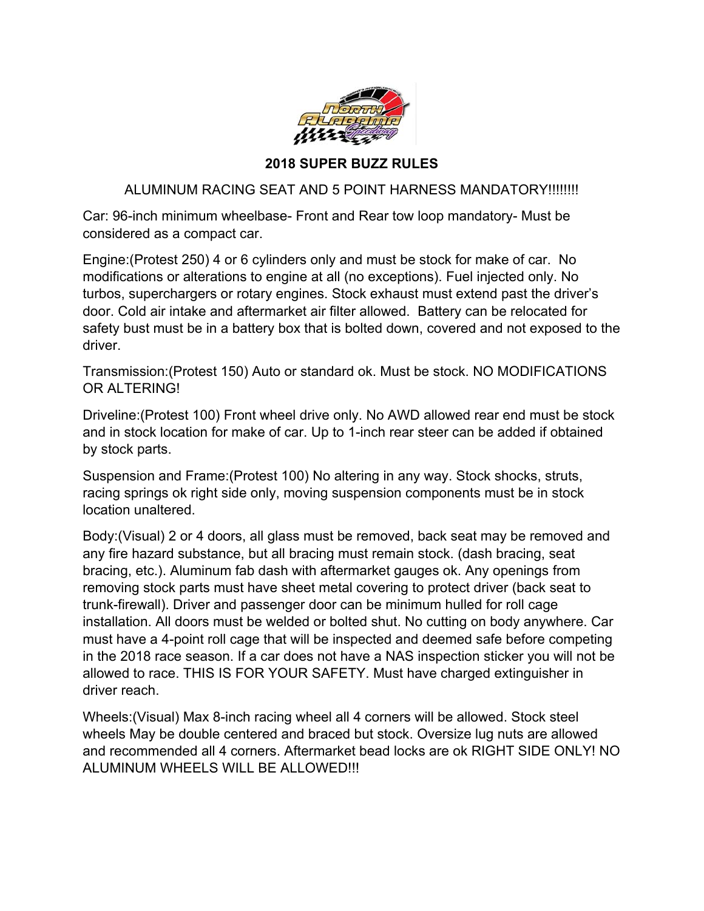## 2018 SUPER BUZZ RULES

ALUMINUM RACING SEAT AND 5 POINT HARNESS MANDATORY!!!!!!!!

Car: 96-inch minimum wheelbase- Front and Rear tow loop mandatory- Must be considered as a compact car.

Engine:(Protest 250) 4 or 6 cylinders only and must be stock for make of car. No modifications or alterations to engine at all (no exceptions). Fuel injected only. No turbos, superchargers or rotary engines. Stock exhaust must extend past the driver's door. Cold air intake and aftermarket air filter allowed. Battery can be relocated for safety bust must be in a battery box that is bolted down, covered and not exposed to the driver.

Transmission:(Protest 150) Auto or standard ok. Must be stock. NO MODIFICATIONS OR ALTERING!

Driveline:(Protest 100) Front wheel drive only. No AWD allowed rear end must be stock and in stock location for make of car. Up to 1-inch rear steer can be added if obtained by stock parts.

Suspension and Frame:(Protest 100) No altering in any way. Stock shocks, struts, racing springs ok right side only, moving suspension components must be in stock location unaltered.

Body:(Visual) 2 or 4 doors, all glass must be removed, back seat may be removed and any fire hazard substance, but all bracing must remain stock. (dash bracing, seat bracing, etc.). Aluminum fab dash with aftermarket gauges ok. Any openings from removing stock parts must have sheet metal covering to protect driver (back seat to trunk-firewall). Driver and passenger door can be minimum hulled for roll cage installation. All doors must be welded or bolted shut. No cutting on body anywhere. Car must have a 4-point roll cage that will be inspected and deemed safe before competing in the 2018 race season. If a car does not have a NAS inspection sticker you will not be allowed to race. THIS IS FOR YOUR SAFETY. Must have charged extinguisher in driver reach.

Wheels:(Visual) Max 8-inch racing wheel all 4 corners will be allowed. Stock steel wheels May be double centered and braced but stock. Oversize lug nuts are allowed and recommended all 4 corners. Aftermarket bead locks are ok RIGHT SIDE ONLY! NO ALUMINUM WHEELS WILL BE ALLOWED!!!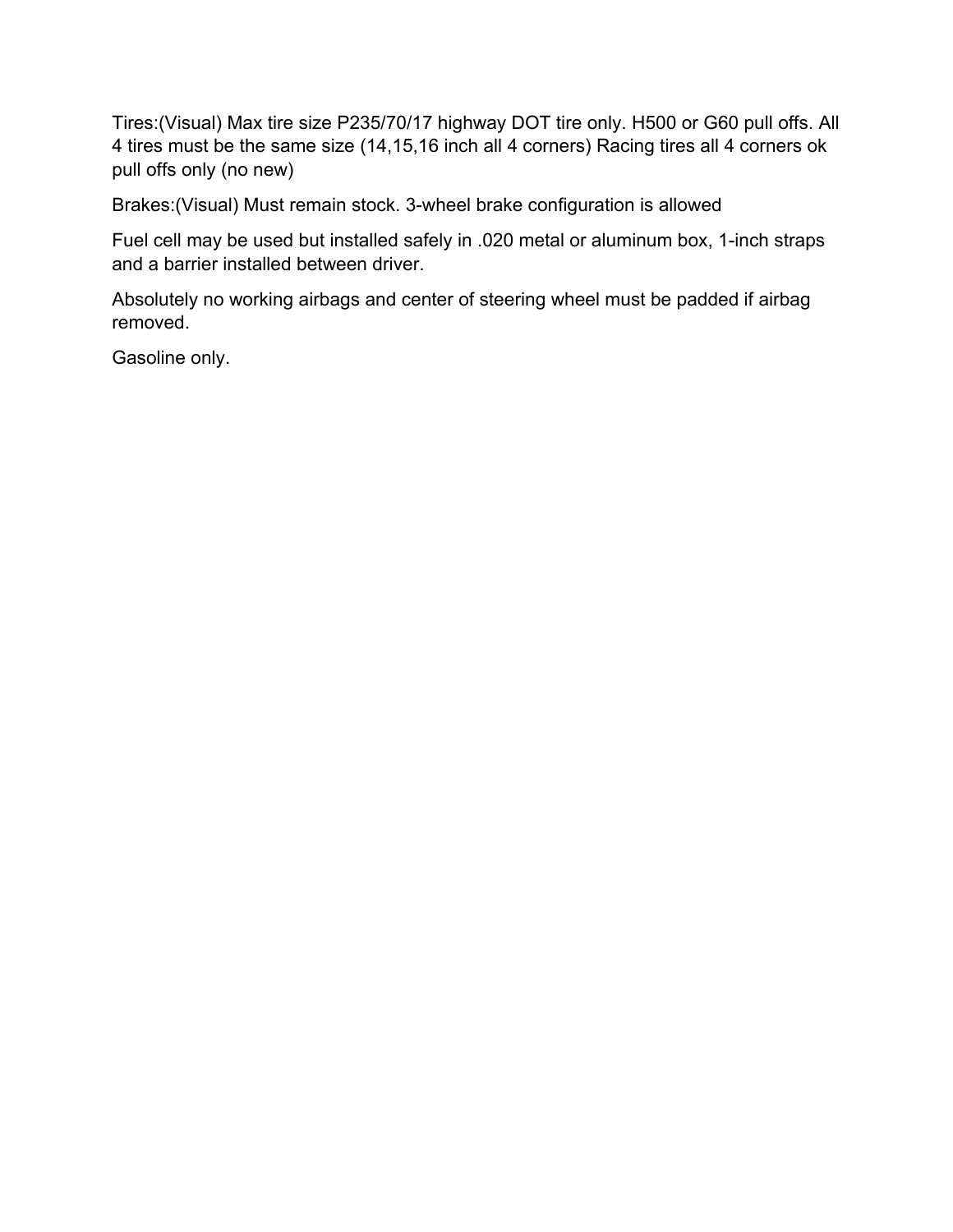Tires:(Visual) Max tire size P235/70/17 highway DOT tire only. H500 or G60 pull offs. All 4 tires must be the same size (14,15,16 inch all 4 corners) Racing tires all 4 corners ok pull offs only (no new)

Brakes:(Visual) Must remain stock. 3-wheel brake configuration is allowed

Fuel cell may be used but installed safely in .020 metal or aluminum box, 1-inch straps and a barrier installed between driver.

Absolutely no working airbags and center of steering wheel must be padded if airbag removed.

Gasoline only.